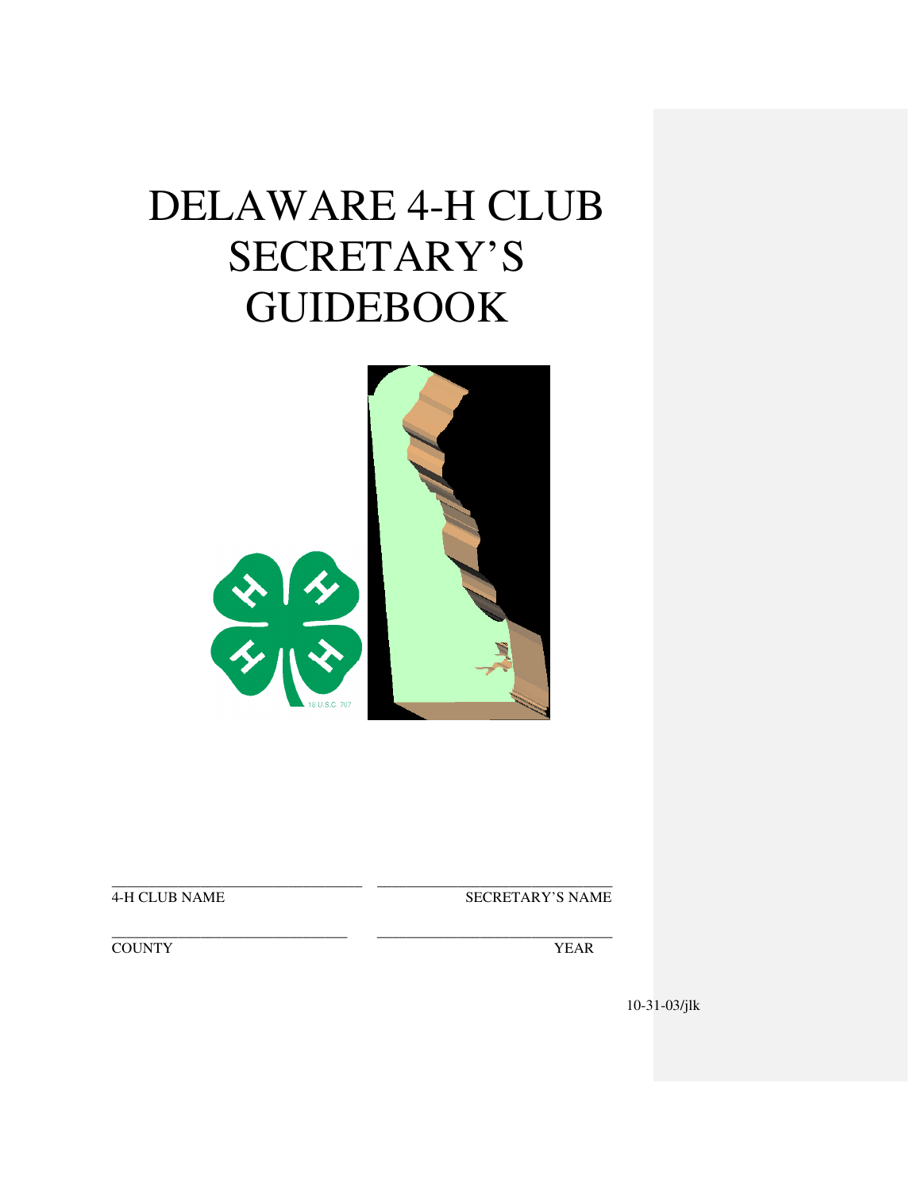# DELAWARE 4-H CLUB SECRETARY'S GUIDEBOOK

\_\_\_\_\_\_\_\_\_\_\_\_\_\_\_\_\_\_\_\_\_\_\_\_\_\_\_\_\_\_\_\_ \_\_\_\_\_\_\_\_\_\_\_\_\_\_\_\_\_\_\_\_\_\_\_\_\_\_\_\_\_\_\_\_

4-H CLUB NAME SECRETARY'S NAME

\_\_\_\_\_\_\_\_\_\_\_\_\_\_\_\_\_\_\_\_\_\_\_\_\_\_\_\_\_\_\_\_ \_\_\_\_\_\_\_\_\_\_\_\_\_\_\_\_\_\_\_\_\_\_\_\_\_\_\_\_\_\_\_\_

COUNTY YEAR

10-31-03/jlk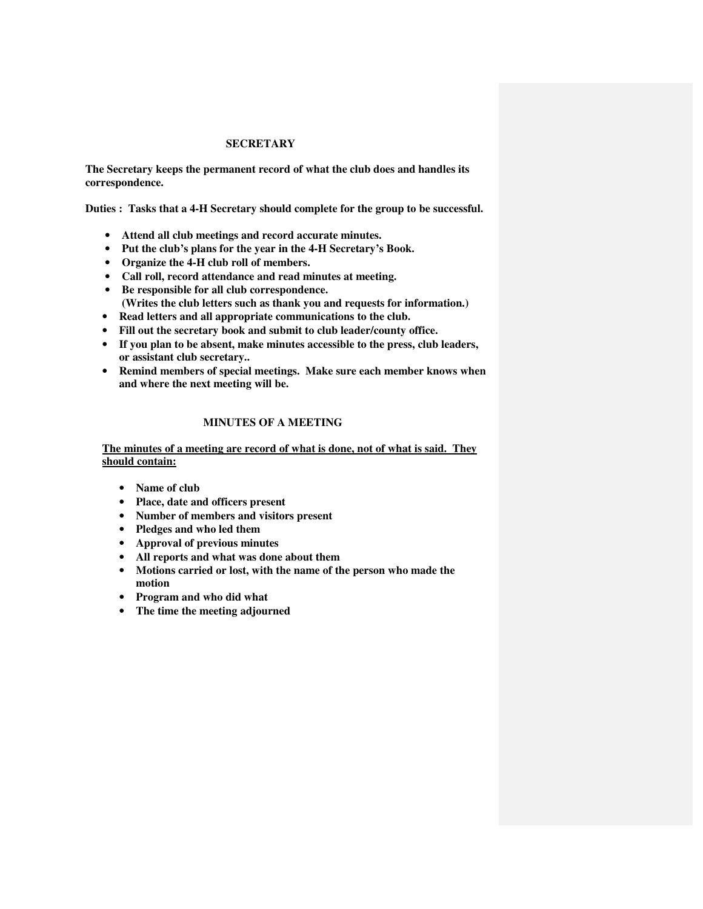## SECRETARY

**The Secretary keeps the permanent record of what the club does and handles its correspondence.**

**Duties : Tasks that a 4-H Secretary should complete for the group to be successful.**

- **Attend all club meetings and record accurate minutes.**
- **Put the club's plans for the year in the 4-H Secretary's Book.**
- **Organize the 4-H club roll of members.**
- **Call roll, record attendance and read minutes at meeting.**
- **Be responsible for all club correspondence.**
  **(Writes the club letters such as thank you and requests for information.)**
- **Read letters and all appropriate communications to the club.**
- **Fill out the secretary book and submit to club leader/county office.**
- **If you plan to be absent, make minutes accessible to the press, club leaders, or assistant club secretary..**
- **Remind members of special meetings. Make sure each member knows when and where the next meeting will be.**

## MINUTES OF A MEETING

<u>**The minutes of a meeting are record of what is done, not of what is said. They should contain:**</u>

- **Name of club**
- **Place, date and officers present**
- **Number of members and visitors present**
- **Pledges and who led them**
- **Approval of previous minutes**
- **All reports and what was done about them**
- **Motions carried or lost, with the name of the person who made the motion**
- **Program and who did what**
- **The time the meeting adjourned**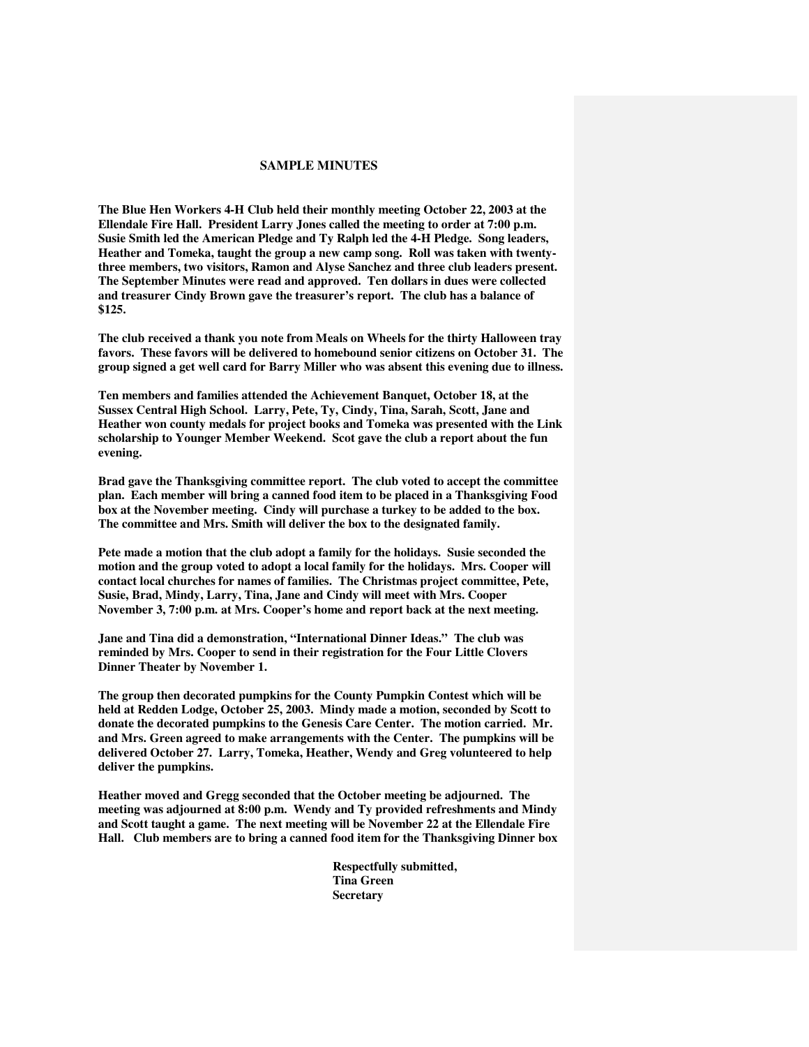# SAMPLE MINUTES

**The Blue Hen Workers 4-H Club held their monthly meeting October 22, 2003 at the Ellendale Fire Hall. President Larry Jones called the meeting to order at 7:00 p.m. Susie Smith led the American Pledge and Ty Ralph led the 4-H Pledge. Song leaders, Heather and Tomeka, taught the group a new camp song. Roll was taken with twenty-three members, two visitors, Ramon and Alyse Sanchez and three club leaders present. The September Minutes were read and approved. Ten dollars in dues were collected and treasurer Cindy Brown gave the treasurer's report. The club has a balance of $125.**

**The club received a thank you note from Meals on Wheels for the thirty Halloween tray favors. These favors will be delivered to homebound senior citizens on October 31. The group signed a get well card for Barry Miller who was absent this evening due to illness.**

**Ten members and families attended the Achievement Banquet, October 18, at the Sussex Central High School. Larry, Pete, Ty, Cindy, Tina, Sarah, Scott, Jane and Heather won county medals for project books and Tomeka was presented with the Link scholarship to Younger Member Weekend. Scot gave the club a report about the fun evening.**

**Brad gave the Thanksgiving committee report. The club voted to accept the committee plan. Each member will bring a canned food item to be placed in a Thanksgiving Food box at the November meeting. Cindy will purchase a turkey to be added to the box. The committee and Mrs. Smith will deliver the box to the designated family.**

**Pete made a motion that the club adopt a family for the holidays. Susie seconded the motion and the group voted to adopt a local family for the holidays. Mrs. Cooper will contact local churches for names of families. The Christmas project committee, Pete, Susie, Brad, Mindy, Larry, Tina, Jane and Cindy will meet with Mrs. Cooper November 3, 7:00 p.m. at Mrs. Cooper's home and report back at the next meeting.**

**Jane and Tina did a demonstration, "International Dinner Ideas." The club was reminded by Mrs. Cooper to send in their registration for the Four Little Clovers Dinner Theater by November 1.**

**The group then decorated pumpkins for the County Pumpkin Contest which will be held at Redden Lodge, October 25, 2003. Mindy made a motion, seconded by Scott to donate the decorated pumpkins to the Genesis Care Center. The motion carried. Mr. and Mrs. Green agreed to make arrangements with the Center. The pumpkins will be delivered October 27. Larry, Tomeka, Heather, Wendy and Greg volunteered to help deliver the pumpkins.**

**Heather moved and Gregg seconded that the October meeting be adjourned. The meeting was adjourned at 8:00 p.m. Wendy and Ty provided refreshments and Mindy and Scott taught a game. The next meeting will be November 22 at the Ellendale Fire Hall. Club members are to bring a canned food item for the Thanksgiving Dinner box**

**Respectfully submitted,**
**Tina Green**
**Secretary**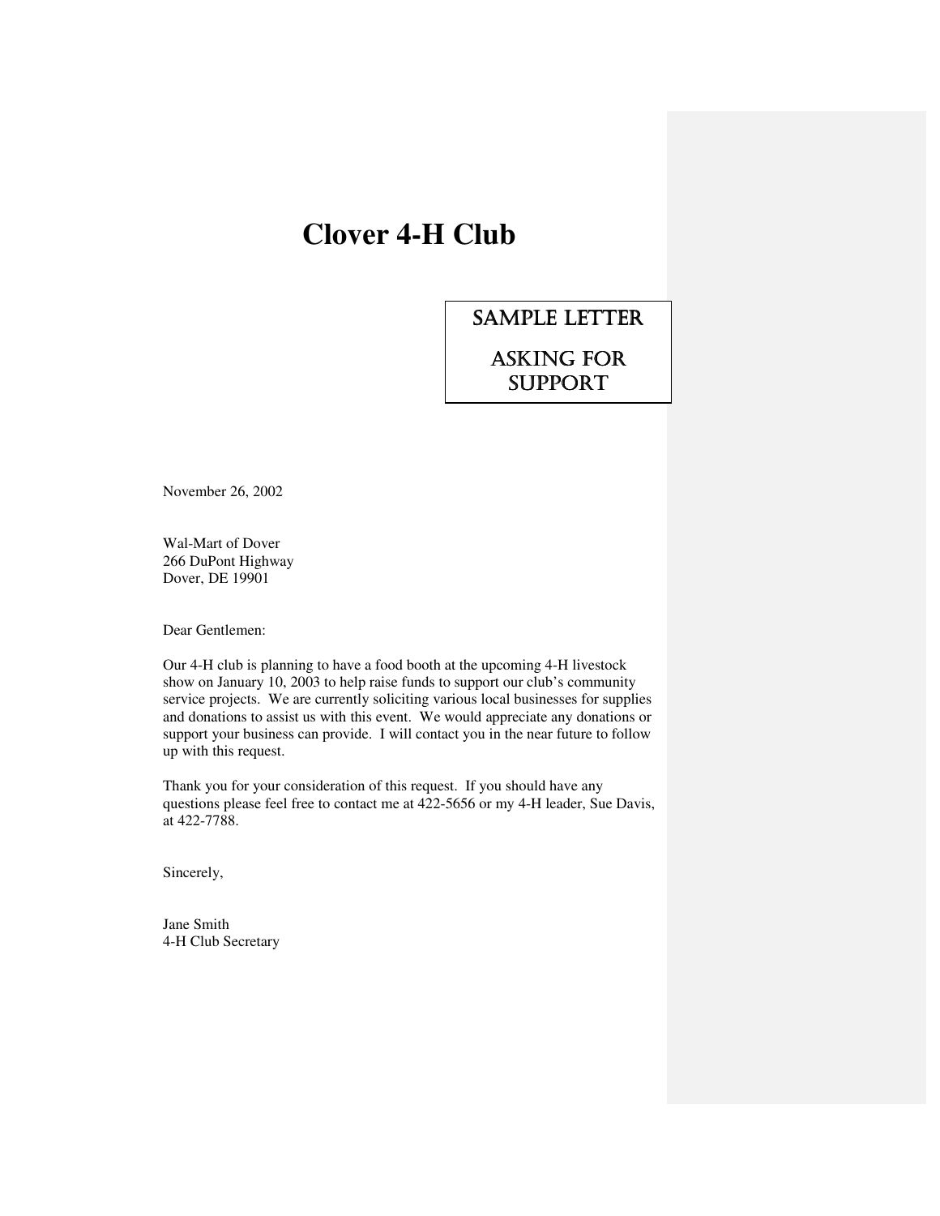# Clover 4-H Club

**SAMPLE LETTER**

**ASKING FOR SUPPORT**

November 26, 2002

Wal-Mart of Dover
266 DuPont Highway
Dover, DE 19901

Dear Gentlemen:

Our 4-H club is planning to have a food booth at the upcoming 4-H livestock show on January 10, 2003 to help raise funds to support our club's community service projects. We are currently soliciting various local businesses for supplies and donations to assist us with this event. We would appreciate any donations or support your business can provide. I will contact you in the near future to follow up with this request.

Thank you for your consideration of this request. If you should have any questions please feel free to contact me at 422-5656 or my 4-H leader, Sue Davis, at 422-7788.

Sincerely,

Jane Smith
4-H Club Secretary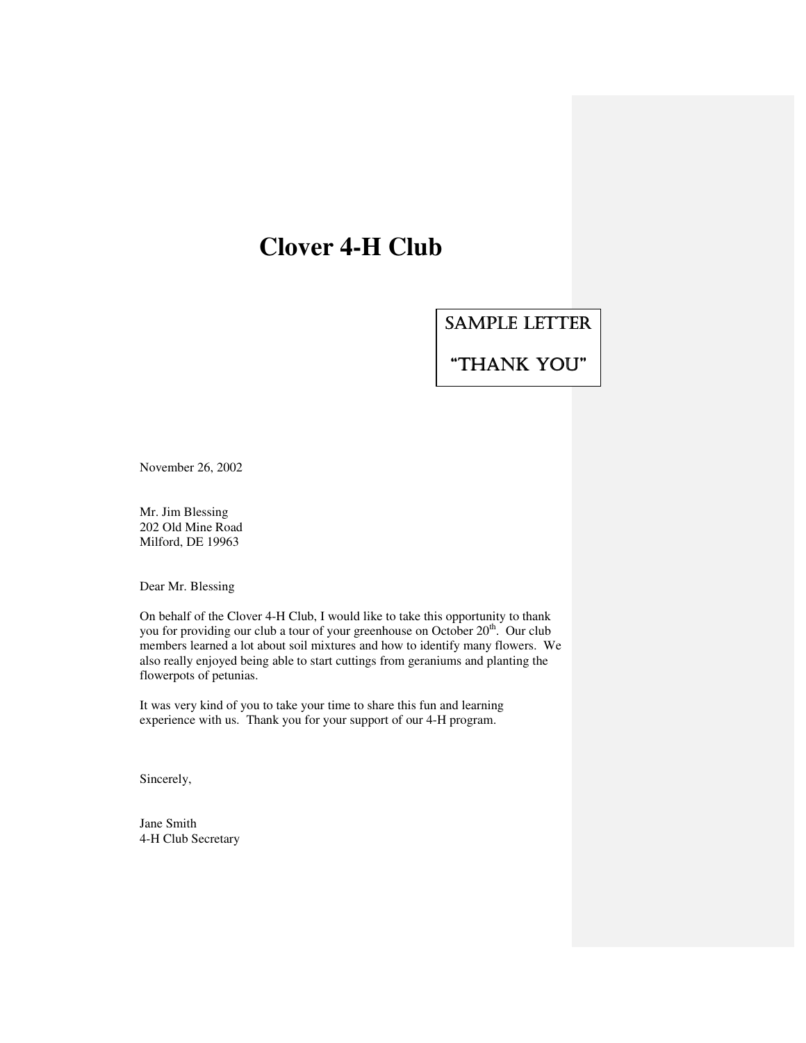# Clover 4-H Club

SAMPLE LETTER

"THANK YOU"

November 26, 2002

Mr. Jim Blessing
202 Old Mine Road
Milford, DE 19963

Dear Mr. Blessing

On behalf of the Clover 4-H Club, I would like to take this opportunity to thank you for providing our club a tour of your greenhouse on October 20th. Our club members learned a lot about soil mixtures and how to identify many flowers. We also really enjoyed being able to start cuttings from geraniums and planting the flowerpots of petunias.

It was very kind of you to take your time to share this fun and learning experience with us. Thank you for your support of our 4-H program.

Sincerely,

Jane Smith
4-H Club Secretary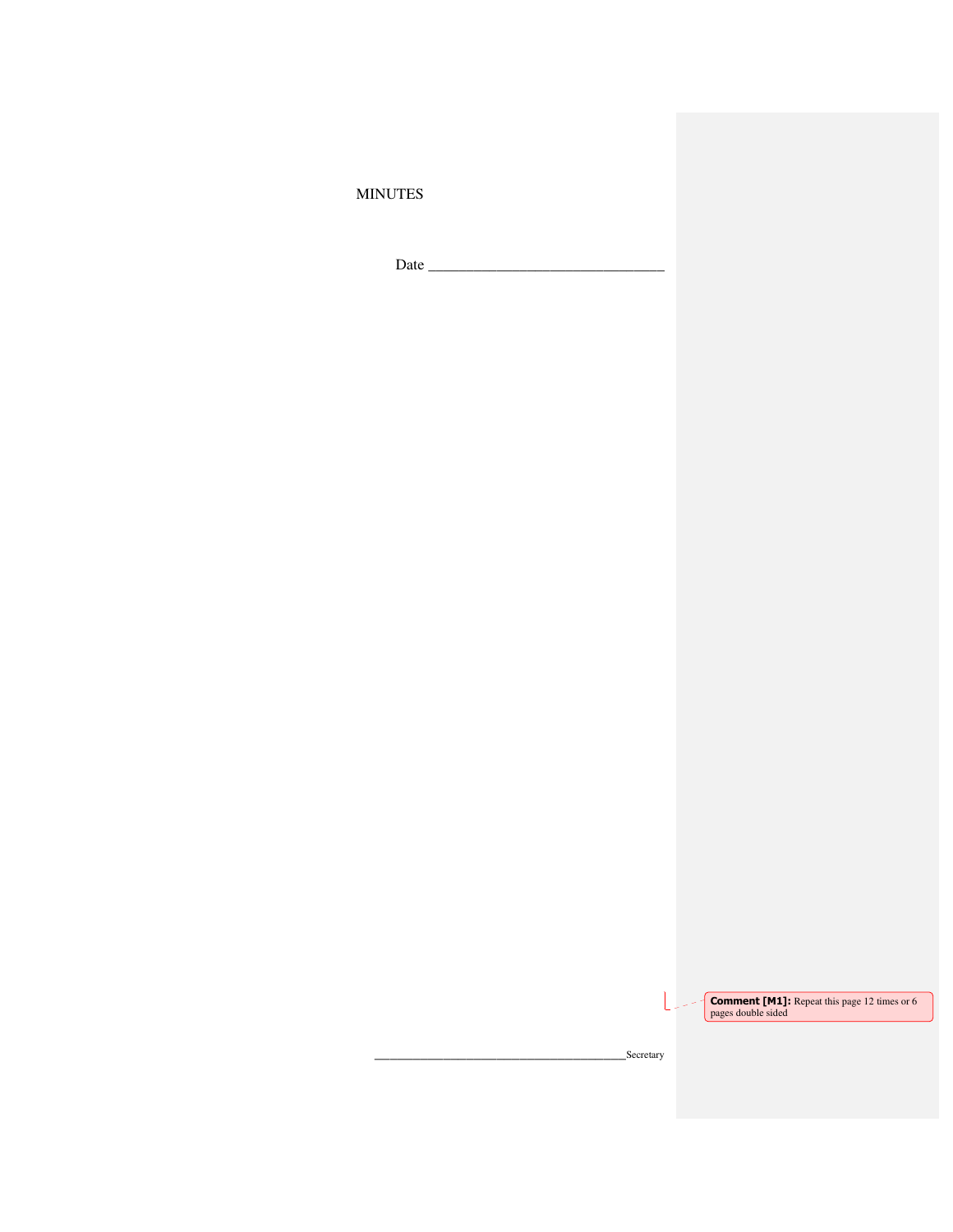MINUTES

Date _______________________________

Comment [M1]: Repeat this page 12 times or 6 pages double sided

__________________________________________Secretary